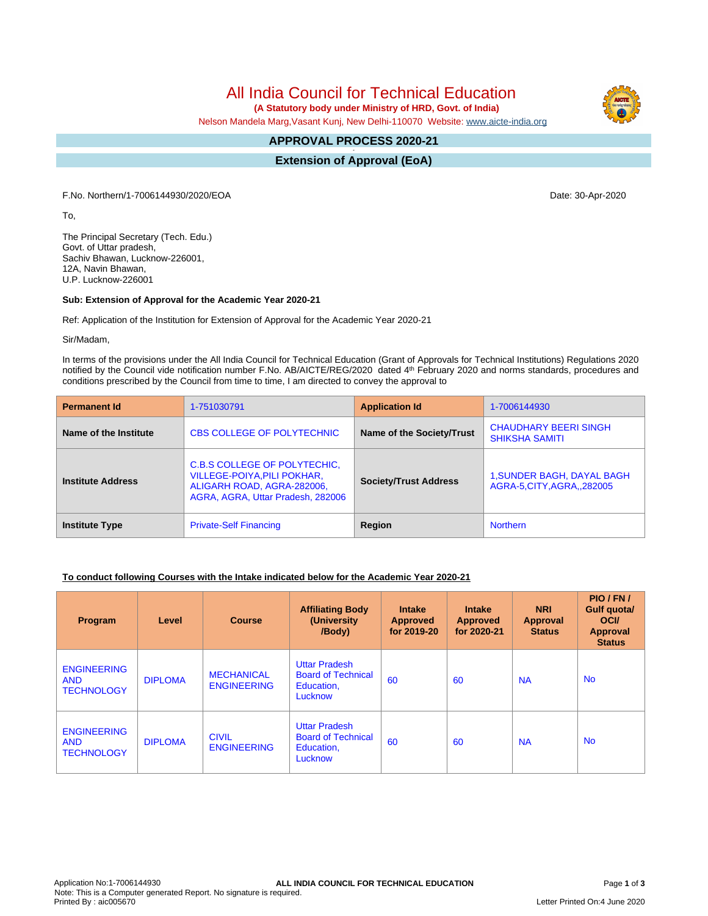# All India Council for Technical Education

**(A Statutory body under Ministry of HRD, Govt. of India)**

Nelson Mandela Marg,Vasant Kunj, New Delhi-110070 Website: www.aicte-india.org

## APPROVAL PROCESS 2020-21

## Extension of Approval (EoA)

F.No. Northern/1-7006144930/2020/EOA

Date: 30-Apr-2020

To,

The Principal Secretary (Tech. Edu.)
Govt. of Uttar pradesh,
Sachiv Bhawan, Lucknow-226001,
12A, Navin Bhawan,
U.P. Lucknow-226001

**Sub: Extension of Approval for the Academic Year 2020-21**

Ref: Application of the Institution for Extension of Approval for the Academic Year 2020-21

Sir/Madam,

In terms of the provisions under the All India Council for Technical Education (Grant of Approvals for Technical Institutions) Regulations 2020 notified by the Council vide notification number F.No. AB/AICTE/REG/2020 dated 4th February 2020 and norms standards, procedures and conditions prescribed by the Council from time to time, I am directed to convey the approval to

| **Permanent Id** | 1-751030791 | **Application Id** | 1-7006144930 |
|---|---|---|---|
| **Name of the Institute** | CBS COLLEGE OF POLYTECHNIC | **Name of the Society/Trust** | CHAUDHARY BEERI SINGH SHIKSHA SAMITI |
| **Institute Address** | C.B.S COLLEGE OF POLYTECHIC, VILLEGE-POIYA,PILI POKHAR, ALIGARH ROAD, AGRA-282006, AGRA, AGRA, Uttar Pradesh, 282006 | **Society/Trust Address** | 1,SUNDER BAGH, DAYAL BAGH AGRA-5,CITY,AGRA,,282005 |
| **Institute Type** | Private-Self Financing | **Region** | Northern |

**To conduct following Courses with the Intake indicated below for the Academic Year 2020-21**

| Program | Level | Course | Affiliating Body (University /Body) | Intake Approved for 2019-20 | Intake Approved for 2020-21 | NRI Approval Status | PIO / FN / Gulf quota/ OCI/ Approval Status |
|---|---|---|---|---|---|---|---|
| ENGINEERING AND TECHNOLOGY | DIPLOMA | MECHANICAL ENGINEERING | Uttar Pradesh Board of Technical Education, Lucknow | 60 | 60 | NA | No |
| ENGINEERING AND TECHNOLOGY | DIPLOMA | CIVIL ENGINEERING | Uttar Pradesh Board of Technical Education, Lucknow | 60 | 60 | NA | No |

Application No:1-7006144930
Note: This is a Computer generated Report. No signature is required.
Printed By : aic005670

Letter Printed On:4 June 2020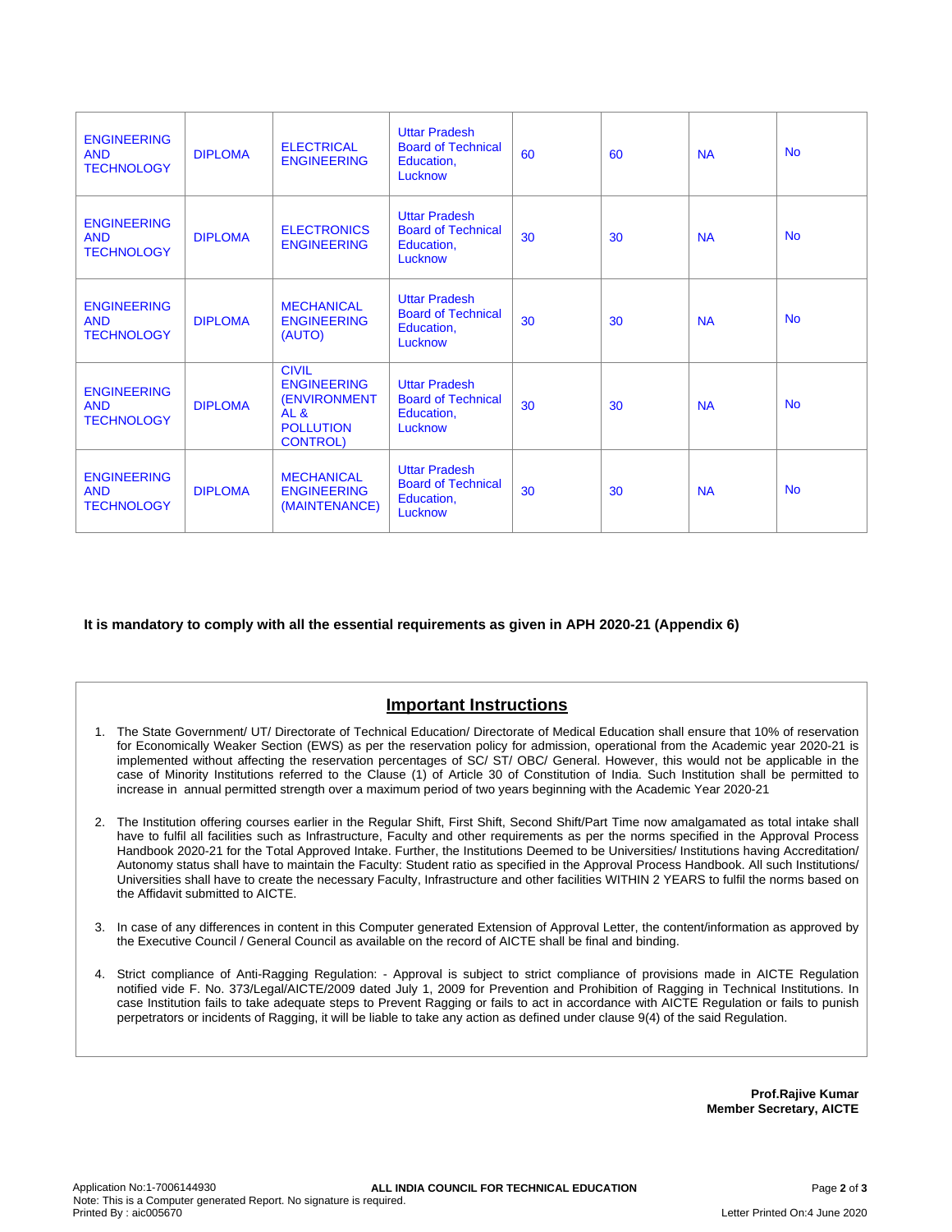| | | | | | | | |
|---|---|---|---|---|---|---|---|
| ENGINEERING AND TECHNOLOGY | DIPLOMA | ELECTRICAL ENGINEERING | Uttar Pradesh Board of Technical Education, Lucknow | 60 | 60 | NA | No |
| ENGINEERING AND TECHNOLOGY | DIPLOMA | ELECTRONICS ENGINEERING | Uttar Pradesh Board of Technical Education, Lucknow | 30 | 30 | NA | No |
| ENGINEERING AND TECHNOLOGY | DIPLOMA | MECHANICAL ENGINEERING (AUTO) | Uttar Pradesh Board of Technical Education, Lucknow | 30 | 30 | NA | No |
| ENGINEERING AND TECHNOLOGY | DIPLOMA | CIVIL ENGINEERING (ENVIRONMENTAL & POLLUTION CONTROL) | Uttar Pradesh Board of Technical Education, Lucknow | 30 | 30 | NA | No |
| ENGINEERING AND TECHNOLOGY | DIPLOMA | MECHANICAL ENGINEERING (MAINTENANCE) | Uttar Pradesh Board of Technical Education, Lucknow | 30 | 30 | NA | No |

**It is mandatory to comply with all the essential requirements as given in APH 2020-21 (Appendix 6)**

## Important Instructions

1. The State Government/ UT/ Directorate of Technical Education/ Directorate of Medical Education shall ensure that 10% of reservation for Economically Weaker Section (EWS) as per the reservation policy for admission, operational from the Academic year 2020-21 is implemented without affecting the reservation percentages of SC/ ST/ OBC/ General. However, this would not be applicable in the case of Minority Institutions referred to the Clause (1) of Article 30 of Constitution of India. Such Institution shall be permitted to increase in annual permitted strength over a maximum period of two years beginning with the Academic Year 2020-21

2. The Institution offering courses earlier in the Regular Shift, First Shift, Second Shift/Part Time now amalgamated as total intake shall have to fulfil all facilities such as Infrastructure, Faculty and other requirements as per the norms specified in the Approval Process Handbook 2020-21 for the Total Approved Intake. Further, the Institutions Deemed to be Universities/ Institutions having Accreditation/ Autonomy status shall have to maintain the Faculty: Student ratio as specified in the Approval Process Handbook. All such Institutions/ Universities shall have to create the necessary Faculty, Infrastructure and other facilities WITHIN 2 YEARS to fulfil the norms based on the Affidavit submitted to AICTE.

3. In case of any differences in content in this Computer generated Extension of Approval Letter, the content/information as approved by the Executive Council / General Council as available on the record of AICTE shall be final and binding.

4. Strict compliance of Anti-Ragging Regulation: - Approval is subject to strict compliance of provisions made in AICTE Regulation notified vide F. No. 373/Legal/AICTE/2009 dated July 1, 2009 for Prevention and Prohibition of Ragging in Technical Institutions. In case Institution fails to take adequate steps to Prevent Ragging or fails to act in accordance with AICTE Regulation or fails to punish perpetrators or incidents of Ragging, it will be liable to take any action as defined under clause 9(4) of the said Regulation.

**Prof.Rajive Kumar**
**Member Secretary, AICTE**

Application No:1-7006144930
Note: This is a Computer generated Report. No signature is required.
Printed By : aic005670
Letter Printed On:4 June 2020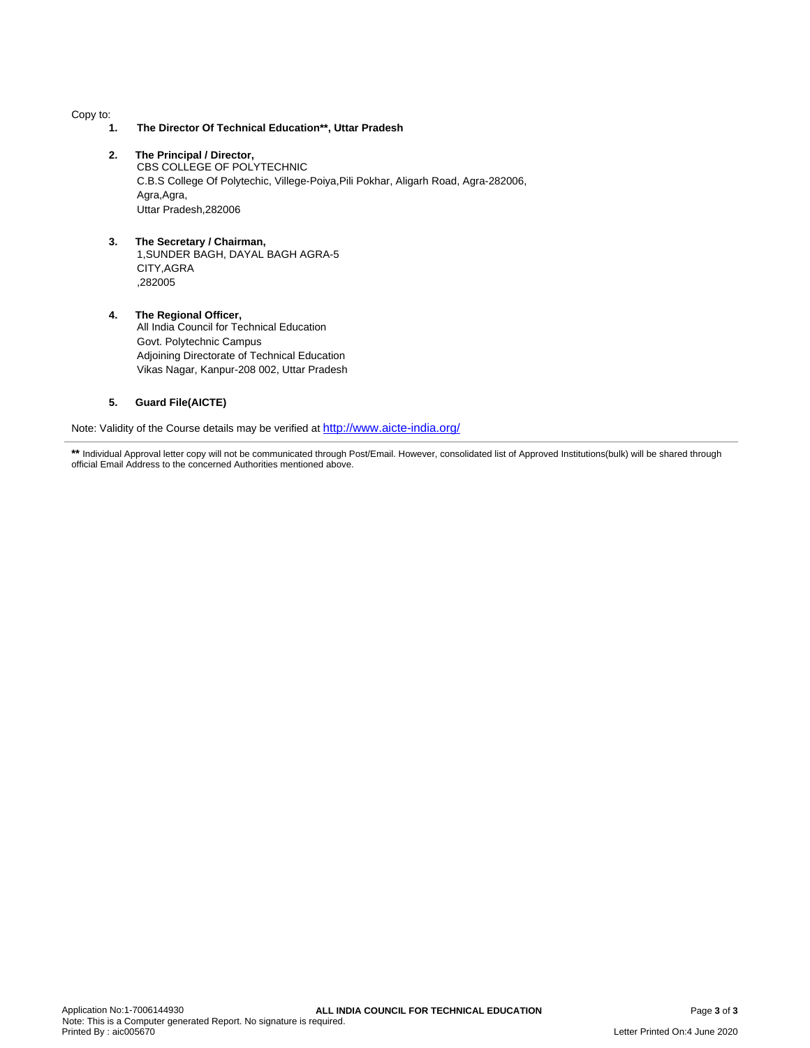Copy to:

1. **The Director Of Technical Education**, Uttar Pradesh**

2. **The Principal / Director,**
   CBS COLLEGE OF POLYTECHNIC
   C.B.S College Of Polytechic, Villege-Poiya,Pili Pokhar, Aligarh Road, Agra-282006,
   Agra,Agra,
   Uttar Pradesh,282006

3. **The Secretary / Chairman,**
   1,SUNDER BAGH, DAYAL BAGH AGRA-5
   CITY,AGRA
   ,282005

4. **The Regional Officer,**
   All India Council for Technical Education
   Govt. Polytechnic Campus
   Adjoining Directorate of Technical Education
   Vikas Nagar, Kanpur-208 002, Uttar Pradesh

5. **Guard File(AICTE)**

Note: Validity of the Course details may be verified at http://www.aicte-india.org/

---

**** Individual Approval letter copy will not be communicated through Post/Email. However, consolidated list of Approved Institutions(bulk) will be shared through official Email Address to the concerned Authorities mentioned above.

Application No:1-7006144930
Note: This is a Computer generated Report. No signature is required.
Printed By : aic005670

Letter Printed On:4 June 2020